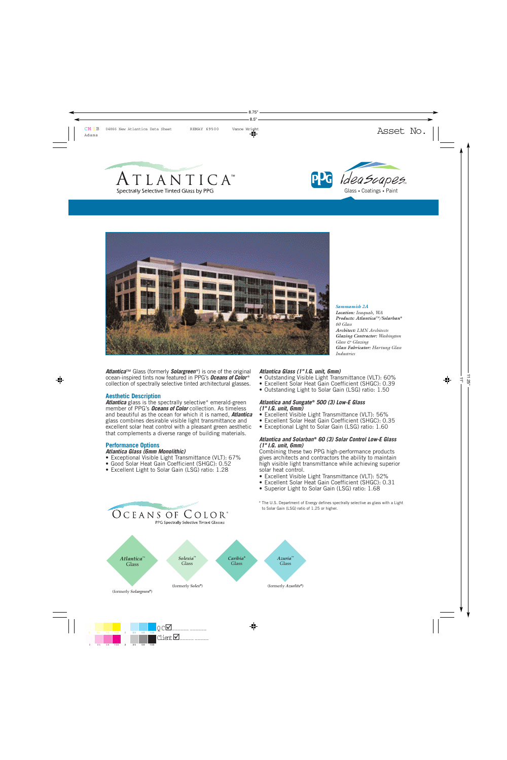# ATLANTICA™

Spectrally Selective Tinted Glass by PPG

PPG IdeaScapes™ Glass • Coatings • Paint

***Sammamish 2A***
***Location:*** *Issaquah, WA*
***Products:*** ***Atlantica™/Solarban® 60 Glass***
***Architect:*** *LMN Architects*
***Glazing Contractor:*** *Washington Glass & Glazing*
***Glass Fabricator:*** *Hartung Glass Industries*

***Atlantica***™ Glass (formerly ***Solargreen***®) is one of the original ocean-inspired tints now featured in PPG's ***Oceans of Color***® collection of spectrally selective tinted architectural glasses.

## Aesthetic Description

***Atlantica*** glass is the spectrally selective* emerald-green member of PPG's ***Oceans of Color*** collection. As timeless and beautiful as the ocean for which it is named, ***Atlantica*** glass combines desirable visible light transmittance and excellent solar heat control with a pleasant green aesthetic that complements a diverse range of building materials.

## Performance Options

### *Atlantica Glass (6mm Monolithic)*

- Exceptional Visible Light Transmittance (VLT): 67%
- Good Solar Heat Gain Coefficient (SHGC): 0.52
- Excellent Light to Solar Gain (LSG) ratio: 1.28

### *Atlantica Glass (1" I.G. unit, 6mm)*

- Outstanding Visible Light Transmittance (VLT): 60%
- Excellent Solar Heat Gain Coefficient (SHGC): 0.39
- Outstanding Light to Solar Gain (LSG) ratio: 1.50

### *Atlantica and Sungate® 500 (3) Low-E Glass (1" I.G. unit, 6mm)*

- Excellent Visible Light Transmittance (VLT): 56%
- Excellent Solar Heat Gain Coefficient (SHGC): 0.35
- Exceptional Light to Solar Gain (LSG) ratio: 1.60

### *Atlantica and Solarban® 60 (3) Solar Control Low-E Glass (1" I.G. unit, 6mm)*

Combining these two PPG high-performance products gives architects and contractors the ability to maintain high visible light transmittance while achieving superior solar heat control.

- Excellent Visible Light Transmittance (VLT): 52%
- Excellent Solar Heat Gain Coefficient (SHGC): 0.31
- Superior Light to Solar Gain (LSG) ratio: 1.68

\* The U.S. Department of Energy defines spectrally selective as glass with a Light to Solar Gain (LSG) ratio of 1.25 or higher.

## OCEANS OF COLOR®

PPG Spectrally Selective Tinted Glasses

- *Atlantica*™ Glass (formerly *Solargreen*®)
- *Solexia*™ Glass (formerly *Solex*®)
- *Caribia*® Glass
- *Azuria*™ Glass (formerly *Azurlite*®)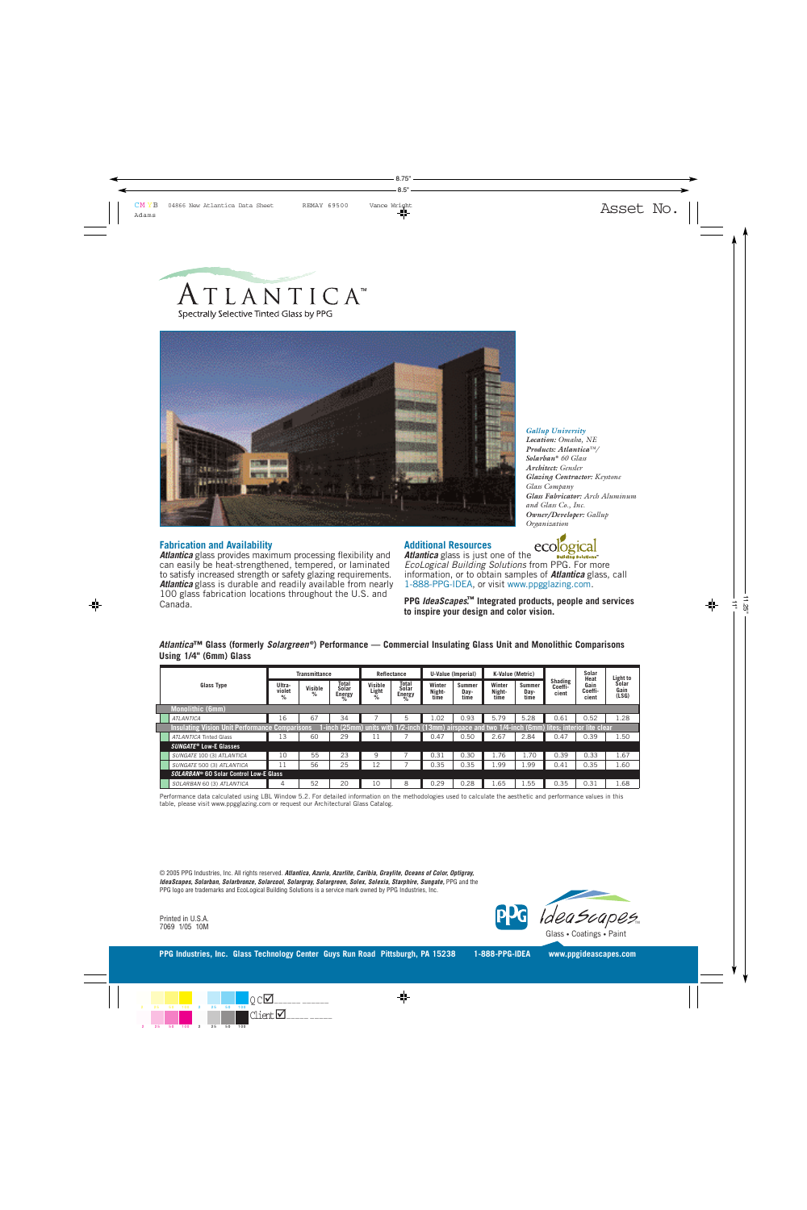# ATLANTICA™

Spectrally Selective Tinted Glass by PPG

*Gallup University*
***Location:*** *Omaha, NE*
***Products:*** ***Atlantica***™/ ***Solarban***® *60 Glass*
***Architect:*** *Gensler*
***Glazing Contractor:*** *Keystone Glass Company*
***Glass Fabricator:*** *Arch Aluminum and Glass Co., Inc.*
***Owner/Developer:*** *Gallup Organization*

## Fabrication and Availability

***Atlantica*** glass provides maximum processing flexibility and can easily be heat-strengthened, tempered, or laminated to satisfy increased strength or safety glazing requirements. ***Atlantica*** glass is durable and readily available from nearly 100 glass fabrication locations throughout the U.S. and Canada.

## Additional Resources

***Atlantica*** glass is just one of the *EcoLogical Building Solutions* from PPG. For more information, or to obtain samples of ***Atlantica*** glass, call 1-888-PPG-IDEA, or visit www.ppgglazing.com.

**PPG *IdeaScapes*™ Integrated products, people and services to inspire your design and color vision.**

### *Atlantica*™ Glass (formerly *Solargreen*®) Performance — Commercial Insulating Glass Unit and Monolithic Comparisons Using 1/4" (6mm) Glass

| Glass Type | Transmittance | | | Reflectance | | U-Value (Imperial) | | K-Value (Metric) | | Shading Coefficient | Solar Heat Gain Coefficient | Light to Solar Gain (LSG) |
|---|---|---|---|---|---|---|---|---|---|---|---|---|
| | Ultra-violet % | Visible % | Total Solar Energy % | Visible Light % | Total Solar Energy % | Winter Night-time | Summer Day-time | Winter Night-time | Summer Day-time | | | |
| **Monolithic (6mm)** | | | | | | | | | | | | |
| *ATLANTICA* | 16 | 67 | 34 | 7 | 5 | 1.02 | 0.93 | 5.79 | 5.28 | 0.61 | 0.52 | 1.28 |
| **Insulating Vision Unit Performance Comparisons** 1-inch (25mm) units with 1/2-inch (13mm) airspace and two 1/4-inch (6mm) lites; interior lite clear | | | | | | | | | | | | |
| *ATLANTICA* Tinted Glass | 13 | 60 | 29 | 11 | 7 | 0.47 | 0.50 | 2.67 | 2.84 | 0.47 | 0.39 | 1.50 |
| ***SUNGATE*® Low-E Glasses** | | | | | | | | | | | | |
| *SUNGATE* 100 (3) *ATLANTICA* | 10 | 55 | 23 | 9 | 7 | 0.31 | 0.30 | 1.76 | 1.70 | 0.39 | 0.33 | 1.67 |
| *SUNGATE* 500 (3) *ATLANTICA* | 11 | 56 | 25 | 12 | 7 | 0.35 | 0.35 | 1.99 | 1.99 | 0.41 | 0.35 | 1.60 |
| ***SOLARBAN*® 60 Solar Control Low-E Glass** | | | | | | | | | | | | |
| *SOLARBAN* 60 (3) *ATLANTICA* | 4 | 52 | 20 | 10 | 8 | 0.29 | 0.28 | 1.65 | 1.55 | 0.35 | 0.31 | 1.68 |

Performance data calculated using LBL Window 5.2. For detailed information on the methodologies used to calculate the aesthetic and performance values in this table, please visit www.ppgglazing.com or request our Architectural Glass Catalog.

© 2005 PPG Industries, Inc. All rights reserved. ***Atlantica, Azuria, Azurlite, Caribia, Graylite, Oceans of Color, Optigray, IdeaScapes, Solarban, Solarbronze, Solarcool, Solargray, Solargreen, Solex, Solexia, Starphire, Sungate,*** PPG and the PPG logo are trademarks and EcoLogical Building Solutions is a service mark owned by PPG Industries, Inc.

Printed in U.S.A.
7069 1/05 10M

IdeaScapes — Glass • Coatings • Paint

**PPG Industries, Inc. Glass Technology Center Guys Run Road Pittsburgh, PA 15238 1-888-PPG-IDEA www.ppgideascapes.com**